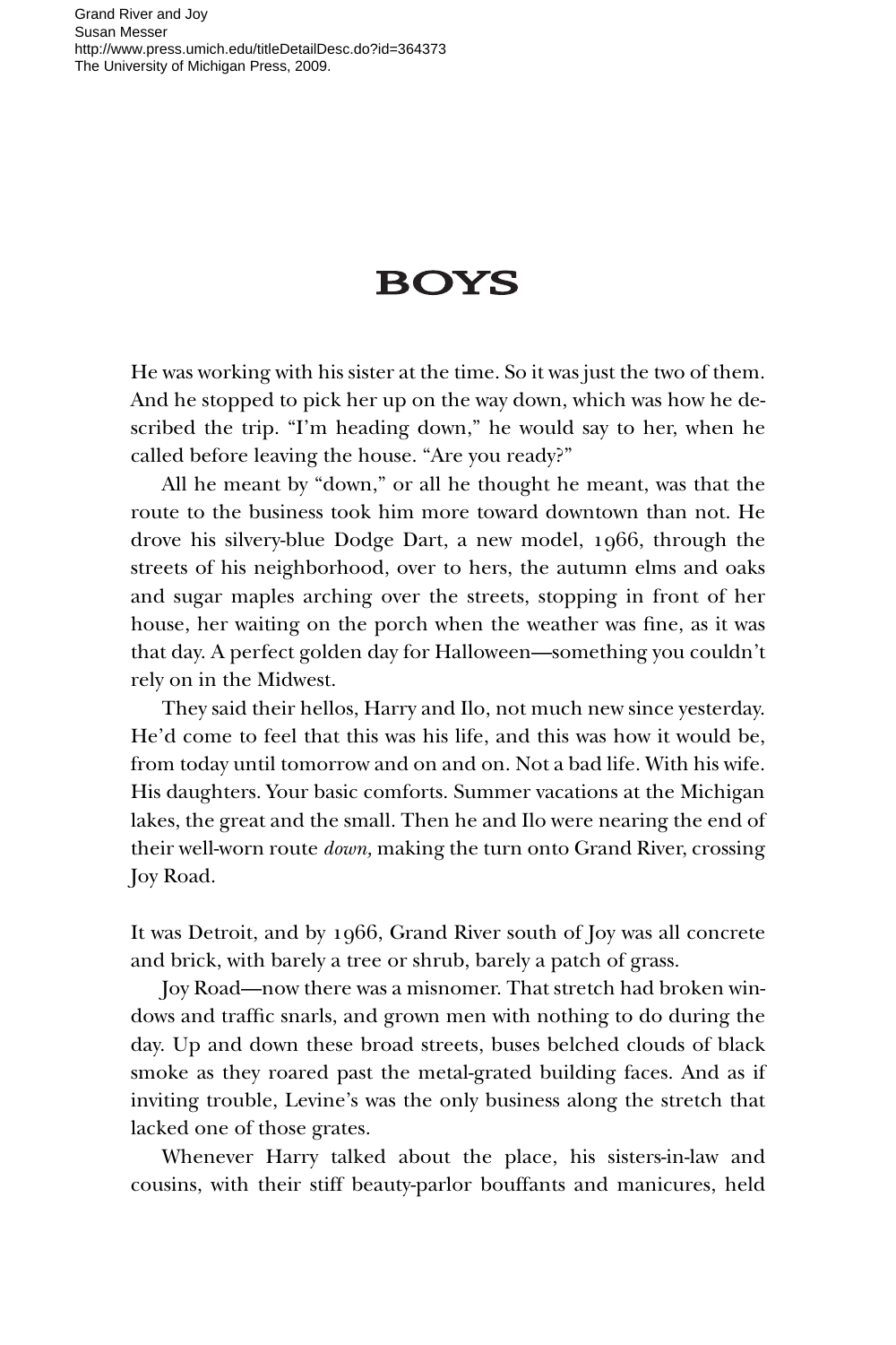Grand River and Joy
Susan Messer
http://www.press.umich.edu/titleDetailDesc.do?id=364373
The University of Michigan Press, 2009.

# BOYS

He was working with his sister at the time. So it was just the two of them. And he stopped to pick her up on the way down, which was how he described the trip. "I'm heading down," he would say to her, when he called before leaving the house. "Are you ready?"

All he meant by "down," or all he thought he meant, was that the route to the business took him more toward downtown than not. He drove his silvery-blue Dodge Dart, a new model, 1966, through the streets of his neighborhood, over to hers, the autumn elms and oaks and sugar maples arching over the streets, stopping in front of her house, her waiting on the porch when the weather was fine, as it was that day. A perfect golden day for Halloween—something you couldn't rely on in the Midwest.

They said their hellos, Harry and Ilo, not much new since yesterday. He'd come to feel that this was his life, and this was how it would be, from today until tomorrow and on and on. Not a bad life. With his wife. His daughters. Your basic comforts. Summer vacations at the Michigan lakes, the great and the small. Then he and Ilo were nearing the end of their well-worn route *down,* making the turn onto Grand River, crossing Joy Road.

It was Detroit, and by 1966, Grand River south of Joy was all concrete and brick, with barely a tree or shrub, barely a patch of grass.

Joy Road—now there was a misnomer. That stretch had broken windows and traffic snarls, and grown men with nothing to do during the day. Up and down these broad streets, buses belched clouds of black smoke as they roared past the metal-grated building faces. And as if inviting trouble, Levine's was the only business along the stretch that lacked one of those grates.

Whenever Harry talked about the place, his sisters-in-law and cousins, with their stiff beauty-parlor bouffants and manicures, held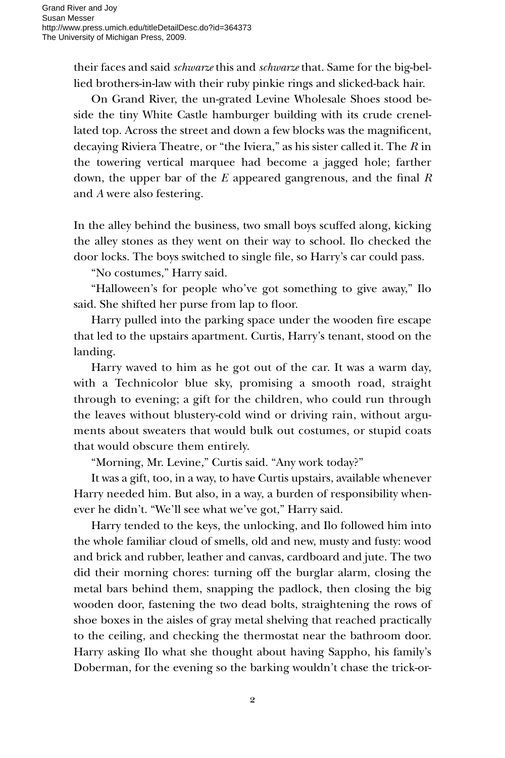their faces and said *schwarze* this and *schwarze* that. Same for the big-bellied brothers-in-law with their ruby pinkie rings and slicked-back hair.

On Grand River, the un-grated Levine Wholesale Shoes stood beside the tiny White Castle hamburger building with its crude crenellated top. Across the street and down a few blocks was the magnificent, decaying Riviera Theatre, or "the Iviera," as his sister called it. The *R* in the towering vertical marquee had become a jagged hole; farther down, the upper bar of the *E* appeared gangrenous, and the final *R* and *A* were also festering.

In the alley behind the business, two small boys scuffed along, kicking the alley stones as they went on their way to school. Ilo checked the door locks. The boys switched to single file, so Harry's car could pass.

"No costumes," Harry said.

"Halloween's for people who've got something to give away," Ilo said. She shifted her purse from lap to floor.

Harry pulled into the parking space under the wooden fire escape that led to the upstairs apartment. Curtis, Harry's tenant, stood on the landing.

Harry waved to him as he got out of the car. It was a warm day, with a Technicolor blue sky, promising a smooth road, straight through to evening; a gift for the children, who could run through the leaves without blustery-cold wind or driving rain, without arguments about sweaters that would bulk out costumes, or stupid coats that would obscure them entirely.

"Morning, Mr. Levine," Curtis said. "Any work today?"

It was a gift, too, in a way, to have Curtis upstairs, available whenever Harry needed him. But also, in a way, a burden of responsibility whenever he didn't. "We'll see what we've got," Harry said.

Harry tended to the keys, the unlocking, and Ilo followed him into the whole familiar cloud of smells, old and new, musty and fusty: wood and brick and rubber, leather and canvas, cardboard and jute. The two did their morning chores: turning off the burglar alarm, closing the metal bars behind them, snapping the padlock, then closing the big wooden door, fastening the two dead bolts, straightening the rows of shoe boxes in the aisles of gray metal shelving that reached practically to the ceiling, and checking the thermostat near the bathroom door. Harry asking Ilo what she thought about having Sappho, his family's Doberman, for the evening so the barking wouldn't chase the trick-or-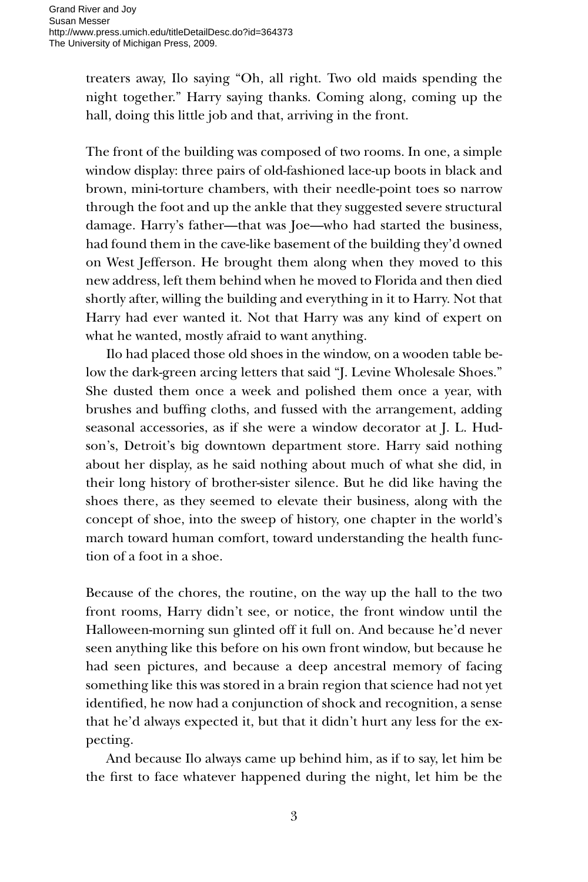treaters away, Ilo saying "Oh, all right. Two old maids spending the night together." Harry saying thanks. Coming along, coming up the hall, doing this little job and that, arriving in the front.

The front of the building was composed of two rooms. In one, a simple window display: three pairs of old-fashioned lace-up boots in black and brown, mini-torture chambers, with their needle-point toes so narrow through the foot and up the ankle that they suggested severe structural damage. Harry's father—that was Joe—who had started the business, had found them in the cave-like basement of the building they'd owned on West Jefferson. He brought them along when they moved to this new address, left them behind when he moved to Florida and then died shortly after, willing the building and everything in it to Harry. Not that Harry had ever wanted it. Not that Harry was any kind of expert on what he wanted, mostly afraid to want anything.

Ilo had placed those old shoes in the window, on a wooden table below the dark-green arcing letters that said "J. Levine Wholesale Shoes." She dusted them once a week and polished them once a year, with brushes and buffing cloths, and fussed with the arrangement, adding seasonal accessories, as if she were a window decorator at J. L. Hudson's, Detroit's big downtown department store. Harry said nothing about her display, as he said nothing about much of what she did, in their long history of brother-sister silence. But he did like having the shoes there, as they seemed to elevate their business, along with the concept of shoe, into the sweep of history, one chapter in the world's march toward human comfort, toward understanding the health function of a foot in a shoe.

Because of the chores, the routine, on the way up the hall to the two front rooms, Harry didn't see, or notice, the front window until the Halloween-morning sun glinted off it full on. And because he'd never seen anything like this before on his own front window, but because he had seen pictures, and because a deep ancestral memory of facing something like this was stored in a brain region that science had not yet identified, he now had a conjunction of shock and recognition, a sense that he'd always expected it, but that it didn't hurt any less for the expecting.

And because Ilo always came up behind him, as if to say, let him be the first to face whatever happened during the night, let him be the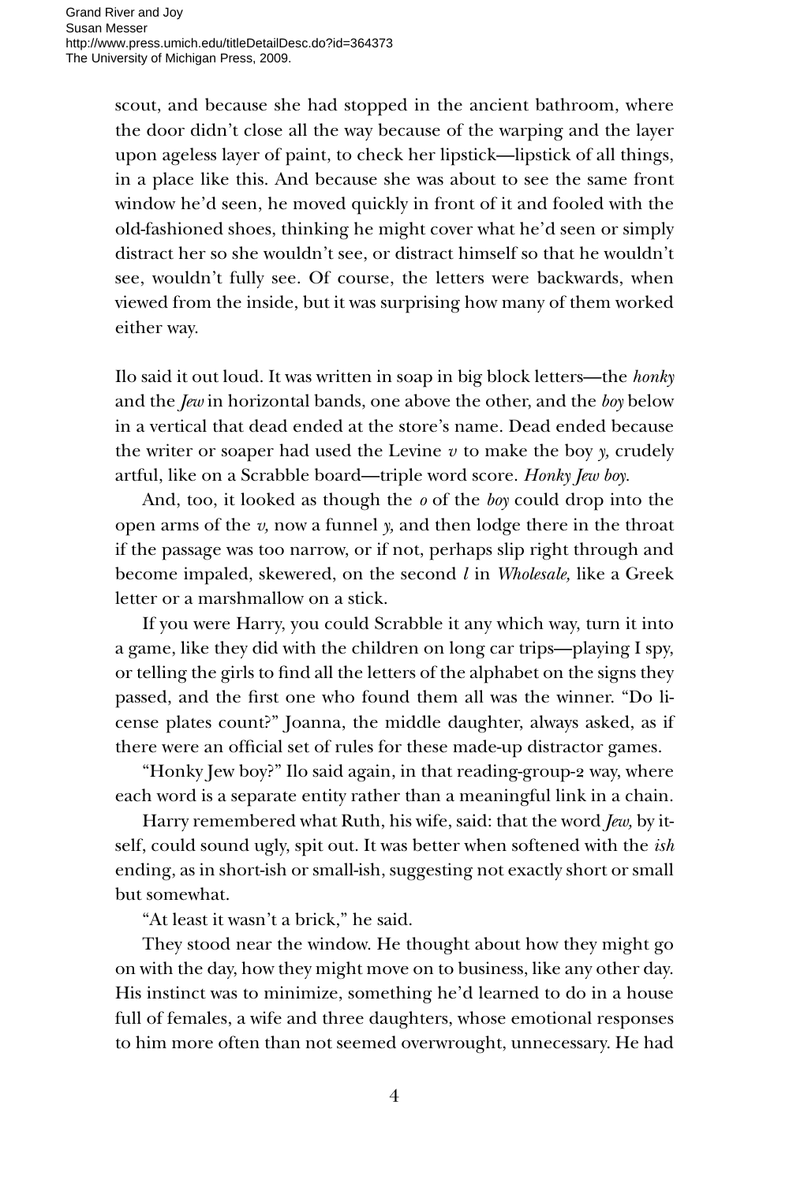scout, and because she had stopped in the ancient bathroom, where the door didn't close all the way because of the warping and the layer upon ageless layer of paint, to check her lipstick—lipstick of all things, in a place like this. And because she was about to see the same front window he'd seen, he moved quickly in front of it and fooled with the old-fashioned shoes, thinking he might cover what he'd seen or simply distract her so she wouldn't see, or distract himself so that he wouldn't see, wouldn't fully see. Of course, the letters were backwards, when viewed from the inside, but it was surprising how many of them worked either way.

Ilo said it out loud. It was written in soap in big block letters—the *honky* and the *Jew* in horizontal bands, one above the other, and the *boy* below in a vertical that dead ended at the store's name. Dead ended because the writer or soaper had used the Levine *v* to make the boy *y,* crudely artful, like on a Scrabble board—triple word score. *Honky Jew boy.*

And, too, it looked as though the *o* of the *boy* could drop into the open arms of the *v,* now a funnel *y,* and then lodge there in the throat if the passage was too narrow, or if not, perhaps slip right through and become impaled, skewered, on the second *l* in *Wholesale,* like a Greek letter or a marshmallow on a stick.

If you were Harry, you could Scrabble it any which way, turn it into a game, like they did with the children on long car trips—playing I spy, or telling the girls to find all the letters of the alphabet on the signs they passed, and the first one who found them all was the winner. "Do license plates count?" Joanna, the middle daughter, always asked, as if there were an official set of rules for these made-up distractor games.

"Honky Jew boy?" Ilo said again, in that reading-group-2 way, where each word is a separate entity rather than a meaningful link in a chain.

Harry remembered what Ruth, his wife, said: that the word *Jew,* by itself, could sound ugly, spit out. It was better when softened with the *ish* ending, as in short-ish or small-ish, suggesting not exactly short or small but somewhat.

"At least it wasn't a brick," he said.

They stood near the window. He thought about how they might go on with the day, how they might move on to business, like any other day. His instinct was to minimize, something he'd learned to do in a house full of females, a wife and three daughters, whose emotional responses to him more often than not seemed overwrought, unnecessary. He had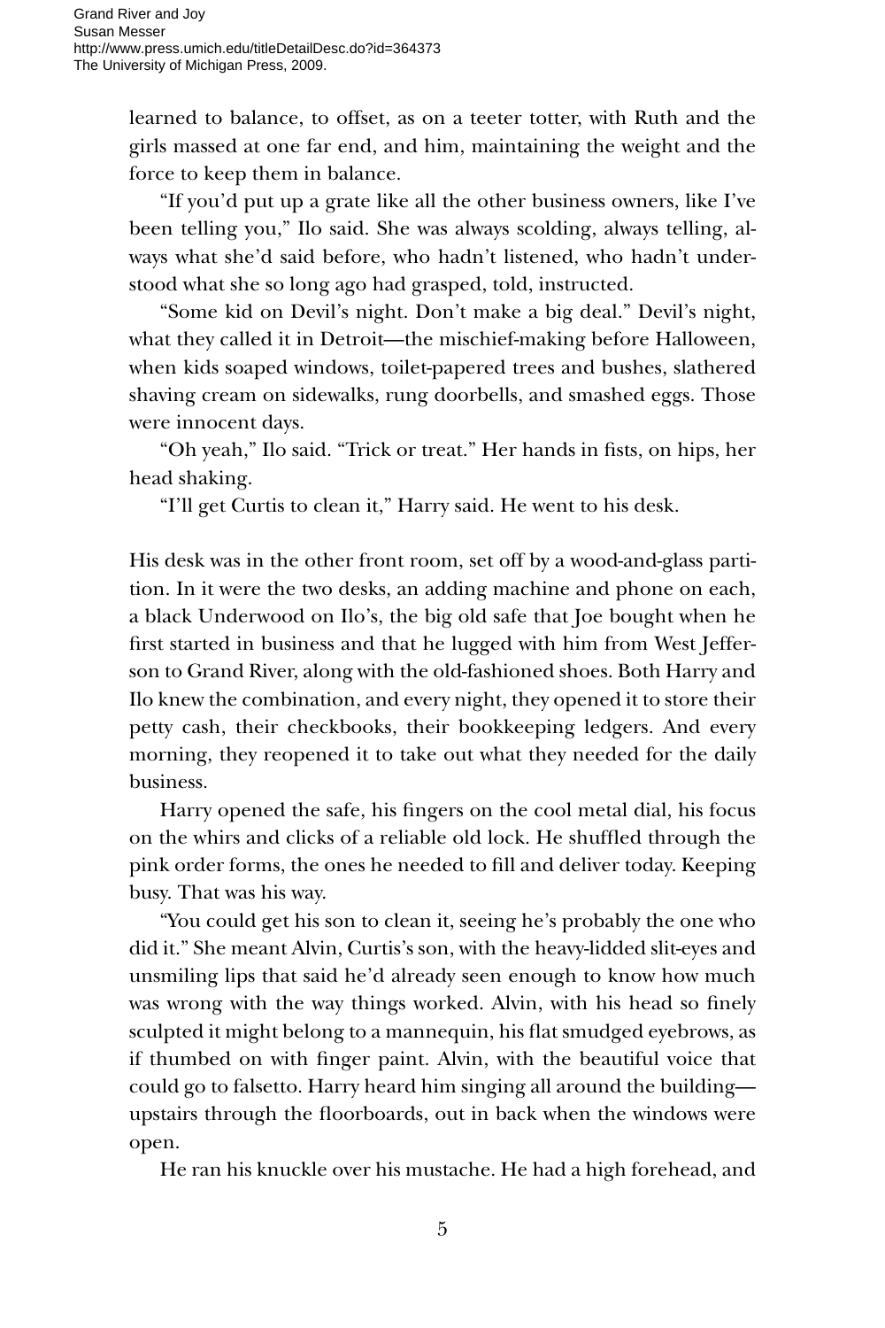learned to balance, to offset, as on a teeter totter, with Ruth and the girls massed at one far end, and him, maintaining the weight and the force to keep them in balance.

"If you'd put up a grate like all the other business owners, like I've been telling you," Ilo said. She was always scolding, always telling, always what she'd said before, who hadn't listened, who hadn't understood what she so long ago had grasped, told, instructed.

"Some kid on Devil's night. Don't make a big deal." Devil's night, what they called it in Detroit—the mischief-making before Halloween, when kids soaped windows, toilet-papered trees and bushes, slathered shaving cream on sidewalks, rung doorbells, and smashed eggs. Those were innocent days.

"Oh yeah," Ilo said. "Trick or treat." Her hands in fists, on hips, her head shaking.

"I'll get Curtis to clean it," Harry said. He went to his desk.

His desk was in the other front room, set off by a wood-and-glass partition. In it were the two desks, an adding machine and phone on each, a black Underwood on Ilo's, the big old safe that Joe bought when he first started in business and that he lugged with him from West Jefferson to Grand River, along with the old-fashioned shoes. Both Harry and Ilo knew the combination, and every night, they opened it to store their petty cash, their checkbooks, their bookkeeping ledgers. And every morning, they reopened it to take out what they needed for the daily business.

Harry opened the safe, his fingers on the cool metal dial, his focus on the whirs and clicks of a reliable old lock. He shuffled through the pink order forms, the ones he needed to fill and deliver today. Keeping busy. That was his way.

"You could get his son to clean it, seeing he's probably the one who did it." She meant Alvin, Curtis's son, with the heavy-lidded slit-eyes and unsmiling lips that said he'd already seen enough to know how much was wrong with the way things worked. Alvin, with his head so finely sculpted it might belong to a mannequin, his flat smudged eyebrows, as if thumbed on with finger paint. Alvin, with the beautiful voice that could go to falsetto. Harry heard him singing all around the building—upstairs through the floorboards, out in back when the windows were open.

He ran his knuckle over his mustache. He had a high forehead, and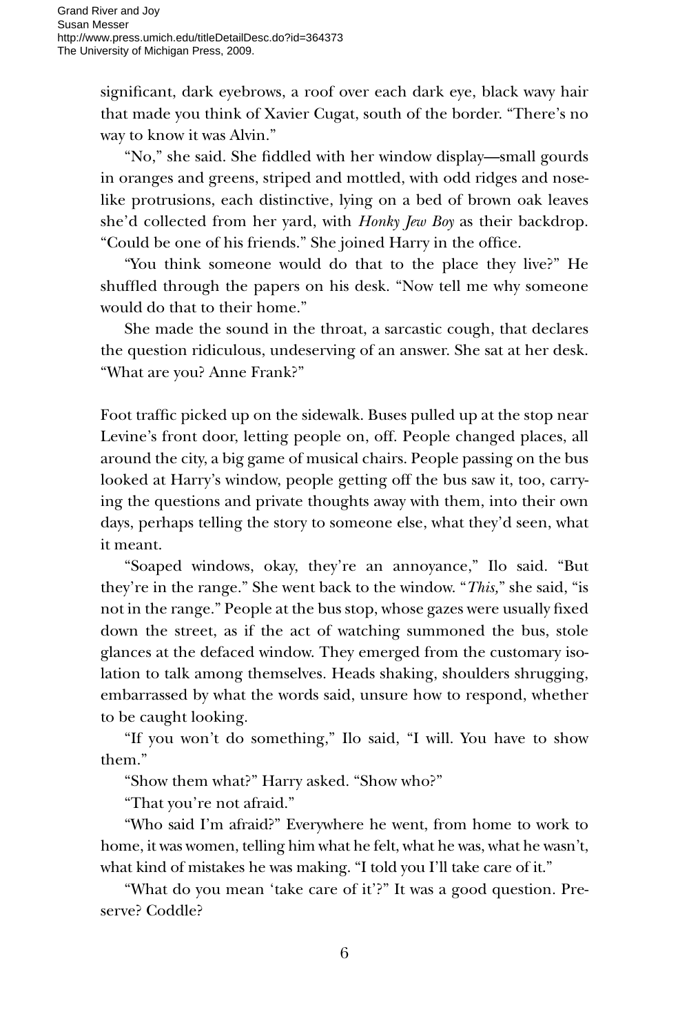significant, dark eyebrows, a roof over each dark eye, black wavy hair that made you think of Xavier Cugat, south of the border. "There's no way to know it was Alvin."

"No," she said. She fiddled with her window display—small gourds in oranges and greens, striped and mottled, with odd ridges and nose-like protrusions, each distinctive, lying on a bed of brown oak leaves she'd collected from her yard, with *Honky Jew Boy* as their backdrop. "Could be one of his friends." She joined Harry in the office.

"You think someone would do that to the place they live?" He shuffled through the papers on his desk. "Now tell me why someone would do that to their home."

She made the sound in the throat, a sarcastic cough, that declares the question ridiculous, undeserving of an answer. She sat at her desk. "What are you? Anne Frank?"

Foot traffic picked up on the sidewalk. Buses pulled up at the stop near Levine's front door, letting people on, off. People changed places, all around the city, a big game of musical chairs. People passing on the bus looked at Harry's window, people getting off the bus saw it, too, carrying the questions and private thoughts away with them, into their own days, perhaps telling the story to someone else, what they'd seen, what it meant.

"Soaped windows, okay, they're an annoyance," Ilo said. "But they're in the range." She went back to the window. "*This,*" she said, "is not in the range." People at the bus stop, whose gazes were usually fixed down the street, as if the act of watching summoned the bus, stole glances at the defaced window. They emerged from the customary isolation to talk among themselves. Heads shaking, shoulders shrugging, embarrassed by what the words said, unsure how to respond, whether to be caught looking.

"If you won't do something," Ilo said, "I will. You have to show them."

"Show them what?" Harry asked. "Show who?"

"That you're not afraid."

"Who said I'm afraid?" Everywhere he went, from home to work to home, it was women, telling him what he felt, what he was, what he wasn't, what kind of mistakes he was making. "I told you I'll take care of it."

"What do you mean 'take care of it'?" It was a good question. Preserve? Coddle?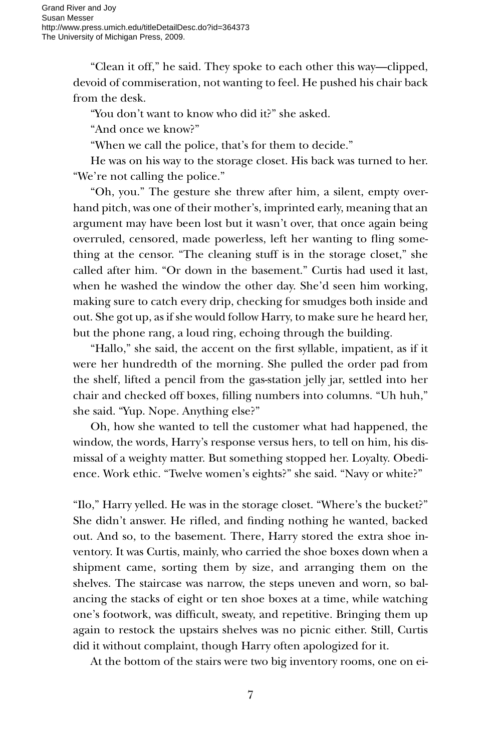"Clean it off," he said. They spoke to each other this way—clipped, devoid of commiseration, not wanting to feel. He pushed his chair back from the desk.

"You don't want to know who did it?" she asked.

"And once we know?"

"When we call the police, that's for them to decide."

He was on his way to the storage closet. His back was turned to her. "We're not calling the police."

"Oh, you." The gesture she threw after him, a silent, empty overhand pitch, was one of their mother's, imprinted early, meaning that an argument may have been lost but it wasn't over, that once again being overruled, censored, made powerless, left her wanting to fling something at the censor. "The cleaning stuff is in the storage closet," she called after him. "Or down in the basement." Curtis had used it last, when he washed the window the other day. She'd seen him working, making sure to catch every drip, checking for smudges both inside and out. She got up, as if she would follow Harry, to make sure he heard her, but the phone rang, a loud ring, echoing through the building.

"Hallo," she said, the accent on the first syllable, impatient, as if it were her hundredth of the morning. She pulled the order pad from the shelf, lifted a pencil from the gas-station jelly jar, settled into her chair and checked off boxes, filling numbers into columns. "Uh huh," she said. "Yup. Nope. Anything else?"

Oh, how she wanted to tell the customer what had happened, the window, the words, Harry's response versus hers, to tell on him, his dismissal of a weighty matter. But something stopped her. Loyalty. Obedience. Work ethic. "Twelve women's eights?" she said. "Navy or white?"

"Ilo," Harry yelled. He was in the storage closet. "Where's the bucket?" She didn't answer. He rifled, and finding nothing he wanted, backed out. And so, to the basement. There, Harry stored the extra shoe inventory. It was Curtis, mainly, who carried the shoe boxes down when a shipment came, sorting them by size, and arranging them on the shelves. The staircase was narrow, the steps uneven and worn, so balancing the stacks of eight or ten shoe boxes at a time, while watching one's footwork, was difficult, sweaty, and repetitive. Bringing them up again to restock the upstairs shelves was no picnic either. Still, Curtis did it without complaint, though Harry often apologized for it.

At the bottom of the stairs were two big inventory rooms, one on ei-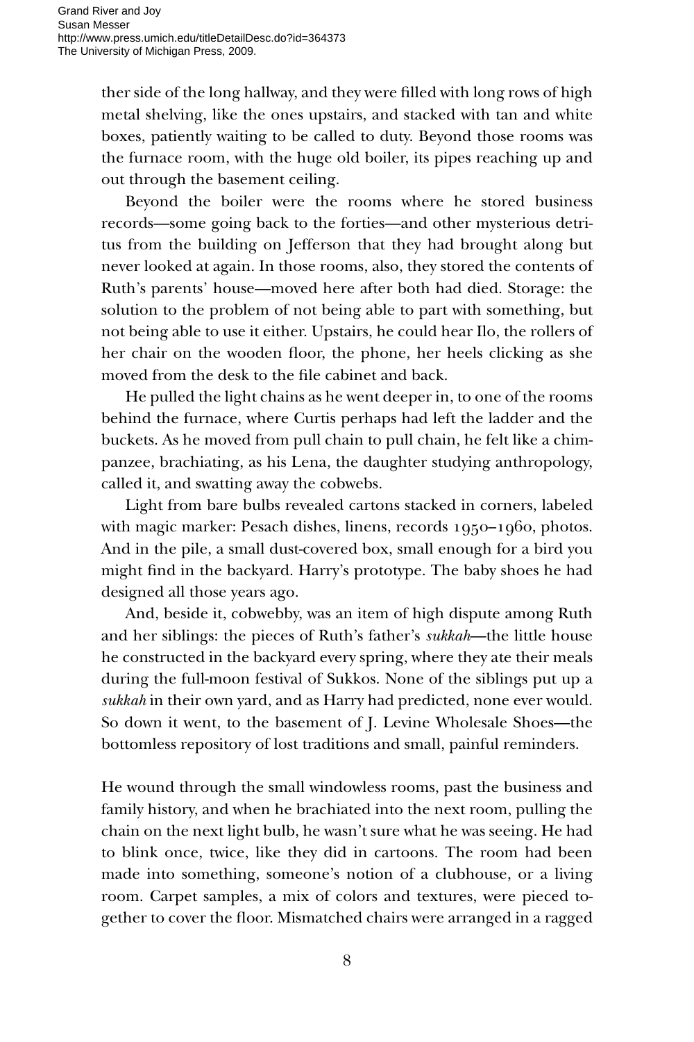ther side of the long hallway, and they were filled with long rows of high metal shelving, like the ones upstairs, and stacked with tan and white boxes, patiently waiting to be called to duty. Beyond those rooms was the furnace room, with the huge old boiler, its pipes reaching up and out through the basement ceiling.

Beyond the boiler were the rooms where he stored business records—some going back to the forties—and other mysterious detritus from the building on Jefferson that they had brought along but never looked at again. In those rooms, also, they stored the contents of Ruth's parents' house—moved here after both had died. Storage: the solution to the problem of not being able to part with something, but not being able to use it either. Upstairs, he could hear Ilo, the rollers of her chair on the wooden floor, the phone, her heels clicking as she moved from the desk to the file cabinet and back.

He pulled the light chains as he went deeper in, to one of the rooms behind the furnace, where Curtis perhaps had left the ladder and the buckets. As he moved from pull chain to pull chain, he felt like a chimpanzee, brachiating, as his Lena, the daughter studying anthropology, called it, and swatting away the cobwebs.

Light from bare bulbs revealed cartons stacked in corners, labeled with magic marker: Pesach dishes, linens, records 1950–1960, photos. And in the pile, a small dust-covered box, small enough for a bird you might find in the backyard. Harry's prototype. The baby shoes he had designed all those years ago.

And, beside it, cobwebby, was an item of high dispute among Ruth and her siblings: the pieces of Ruth's father's *sukkah*—the little house he constructed in the backyard every spring, where they ate their meals during the full-moon festival of Sukkos. None of the siblings put up a *sukkah* in their own yard, and as Harry had predicted, none ever would. So down it went, to the basement of J. Levine Wholesale Shoes—the bottomless repository of lost traditions and small, painful reminders.

He wound through the small windowless rooms, past the business and family history, and when he brachiated into the next room, pulling the chain on the next light bulb, he wasn't sure what he was seeing. He had to blink once, twice, like they did in cartoons. The room had been made into something, someone's notion of a clubhouse, or a living room. Carpet samples, a mix of colors and textures, were pieced together to cover the floor. Mismatched chairs were arranged in a ragged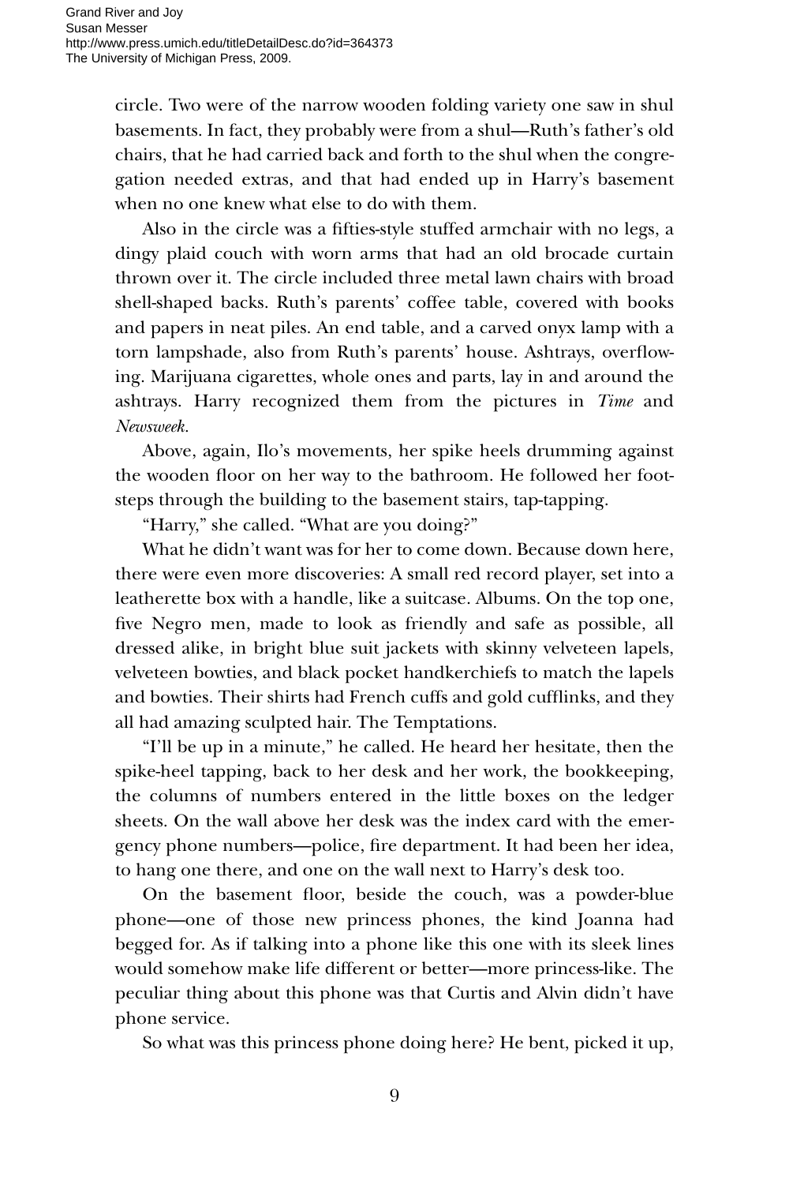circle. Two were of the narrow wooden folding variety one saw in shul basements. In fact, they probably were from a shul—Ruth's father's old chairs, that he had carried back and forth to the shul when the congregation needed extras, and that had ended up in Harry's basement when no one knew what else to do with them.

Also in the circle was a fifties-style stuffed armchair with no legs, a dingy plaid couch with worn arms that had an old brocade curtain thrown over it. The circle included three metal lawn chairs with broad shell-shaped backs. Ruth's parents' coffee table, covered with books and papers in neat piles. An end table, and a carved onyx lamp with a torn lampshade, also from Ruth's parents' house. Ashtrays, overflowing. Marijuana cigarettes, whole ones and parts, lay in and around the ashtrays. Harry recognized them from the pictures in *Time* and *Newsweek*.

Above, again, Ilo's movements, her spike heels drumming against the wooden floor on her way to the bathroom. He followed her footsteps through the building to the basement stairs, tap-tapping.

"Harry," she called. "What are you doing?"

What he didn't want was for her to come down. Because down here, there were even more discoveries: A small red record player, set into a leatherette box with a handle, like a suitcase. Albums. On the top one, five Negro men, made to look as friendly and safe as possible, all dressed alike, in bright blue suit jackets with skinny velveteen lapels, velveteen bowties, and black pocket handkerchiefs to match the lapels and bowties. Their shirts had French cuffs and gold cufflinks, and they all had amazing sculpted hair. The Temptations.

"I'll be up in a minute," he called. He heard her hesitate, then the spike-heel tapping, back to her desk and her work, the bookkeeping, the columns of numbers entered in the little boxes on the ledger sheets. On the wall above her desk was the index card with the emergency phone numbers—police, fire department. It had been her idea, to hang one there, and one on the wall next to Harry's desk too.

On the basement floor, beside the couch, was a powder-blue phone—one of those new princess phones, the kind Joanna had begged for. As if talking into a phone like this one with its sleek lines would somehow make life different or better—more princess-like. The peculiar thing about this phone was that Curtis and Alvin didn't have phone service.

So what was this princess phone doing here? He bent, picked it up,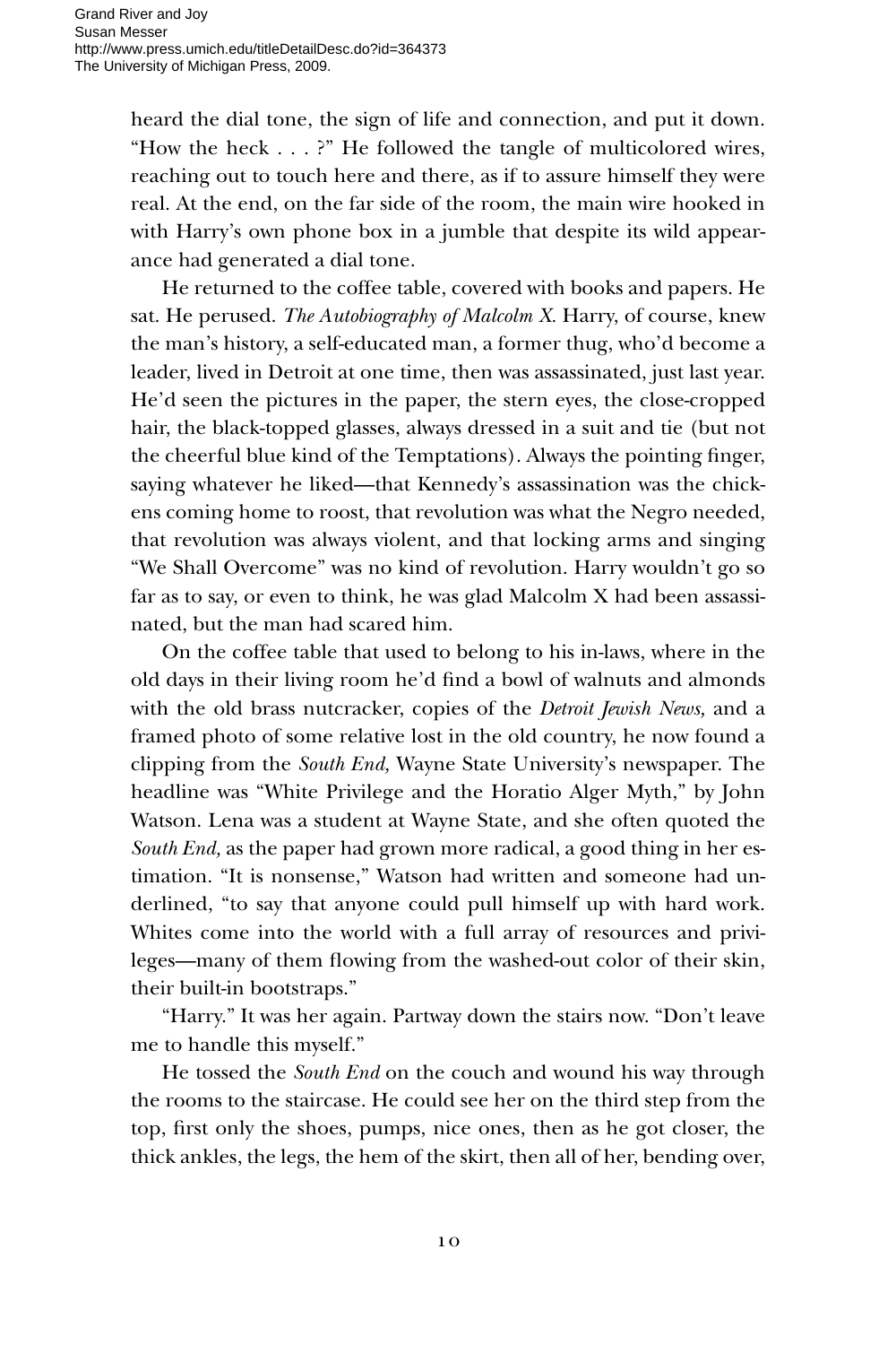heard the dial tone, the sign of life and connection, and put it down. "How the heck . . . ?" He followed the tangle of multicolored wires, reaching out to touch here and there, as if to assure himself they were real. At the end, on the far side of the room, the main wire hooked in with Harry's own phone box in a jumble that despite its wild appearance had generated a dial tone.

He returned to the coffee table, covered with books and papers. He sat. He perused. *The Autobiography of Malcolm X.* Harry, of course, knew the man's history, a self-educated man, a former thug, who'd become a leader, lived in Detroit at one time, then was assassinated, just last year. He'd seen the pictures in the paper, the stern eyes, the close-cropped hair, the black-topped glasses, always dressed in a suit and tie (but not the cheerful blue kind of the Temptations). Always the pointing finger, saying whatever he liked—that Kennedy's assassination was the chickens coming home to roost, that revolution was what the Negro needed, that revolution was always violent, and that locking arms and singing "We Shall Overcome" was no kind of revolution. Harry wouldn't go so far as to say, or even to think, he was glad Malcolm X had been assassinated, but the man had scared him.

On the coffee table that used to belong to his in-laws, where in the old days in their living room he'd find a bowl of walnuts and almonds with the old brass nutcracker, copies of the *Detroit Jewish News,* and a framed photo of some relative lost in the old country, he now found a clipping from the *South End,* Wayne State University's newspaper. The headline was "White Privilege and the Horatio Alger Myth," by John Watson. Lena was a student at Wayne State, and she often quoted the *South End,* as the paper had grown more radical, a good thing in her estimation. "It is nonsense," Watson had written and someone had underlined, "to say that anyone could pull himself up with hard work. Whites come into the world with a full array of resources and privileges—many of them flowing from the washed-out color of their skin, their built-in bootstraps."

"Harry." It was her again. Partway down the stairs now. "Don't leave me to handle this myself."

He tossed the *South End* on the couch and wound his way through the rooms to the staircase. He could see her on the third step from the top, first only the shoes, pumps, nice ones, then as he got closer, the thick ankles, the legs, the hem of the skirt, then all of her, bending over,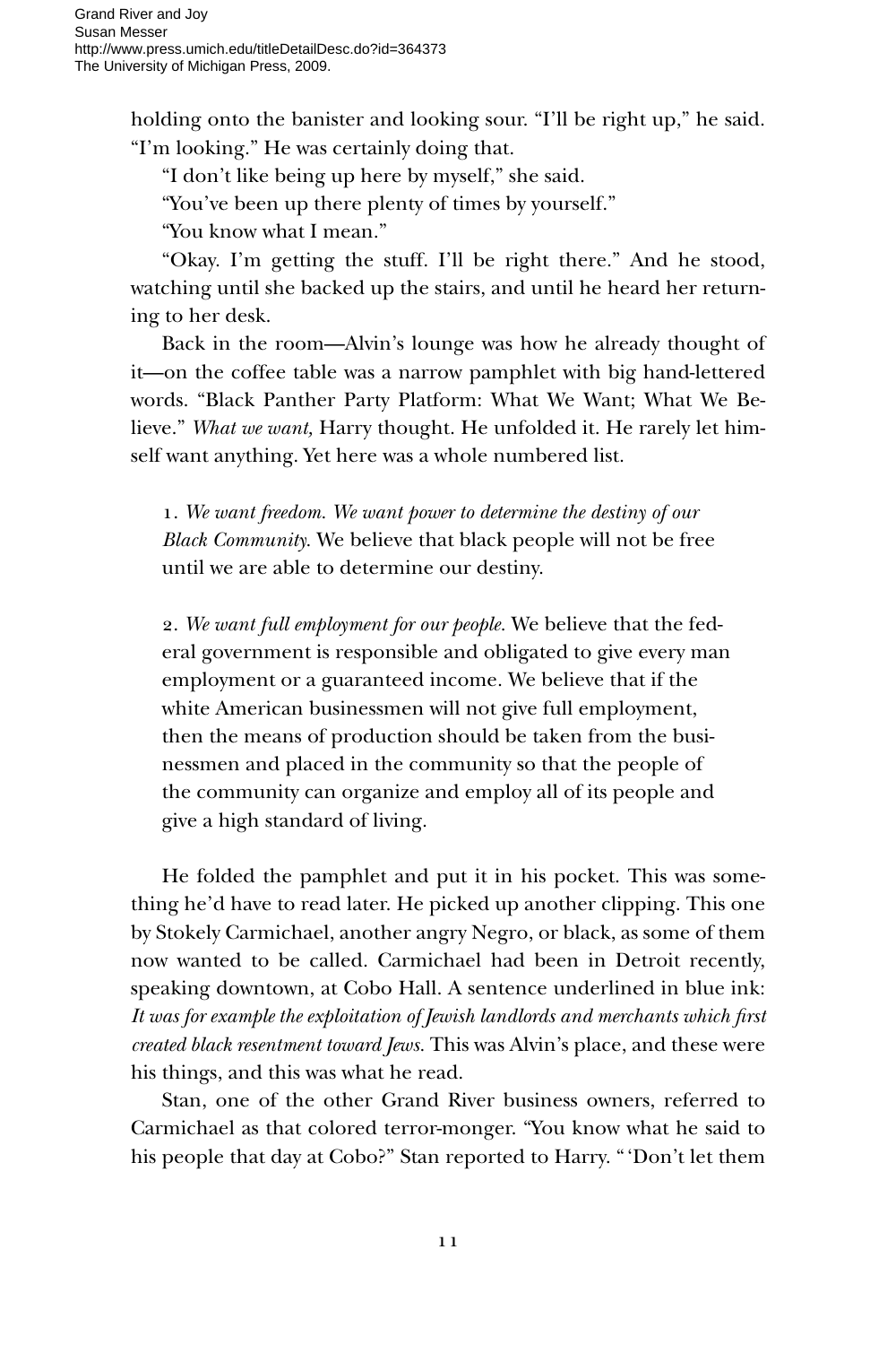holding onto the banister and looking sour. “I’ll be right up,” he said. “I’m looking.” He was certainly doing that.

“I don’t like being up here by myself,” she said.

“You’ve been up there plenty of times by yourself.”

“You know what I mean.”

“Okay. I’m getting the stuff. I’ll be right there.” And he stood, watching until she backed up the stairs, and until he heard her returning to her desk.

Back in the room—Alvin’s lounge was how he already thought of it—on the coffee table was a narrow pamphlet with big hand-lettered words. “Black Panther Party Platform: What We Want; What We Believe.” *What we want,* Harry thought. He unfolded it. He rarely let himself want anything. Yet here was a whole numbered list.

> 1. *We want freedom. We want power to determine the destiny of our Black Community.* We believe that black people will not be free until we are able to determine our destiny.
>
> 2. *We want full employment for our people.* We believe that the federal government is responsible and obligated to give every man employment or a guaranteed income. We believe that if the white American businessmen will not give full employment, then the means of production should be taken from the businessmen and placed in the community so that the people of the community can organize and employ all of its people and give a high standard of living.

He folded the pamphlet and put it in his pocket. This was something he’d have to read later. He picked up another clipping. This one by Stokely Carmichael, another angry Negro, or black, as some of them now wanted to be called. Carmichael had been in Detroit recently, speaking downtown, at Cobo Hall. A sentence underlined in blue ink: *It was for example the exploitation of Jewish landlords and merchants which first created black resentment toward Jews.* This was Alvin’s place, and these were his things, and this was what he read.

Stan, one of the other Grand River business owners, referred to Carmichael as that colored terror-monger. “You know what he said to his people that day at Cobo?” Stan reported to Harry. “ ‘Don’t let them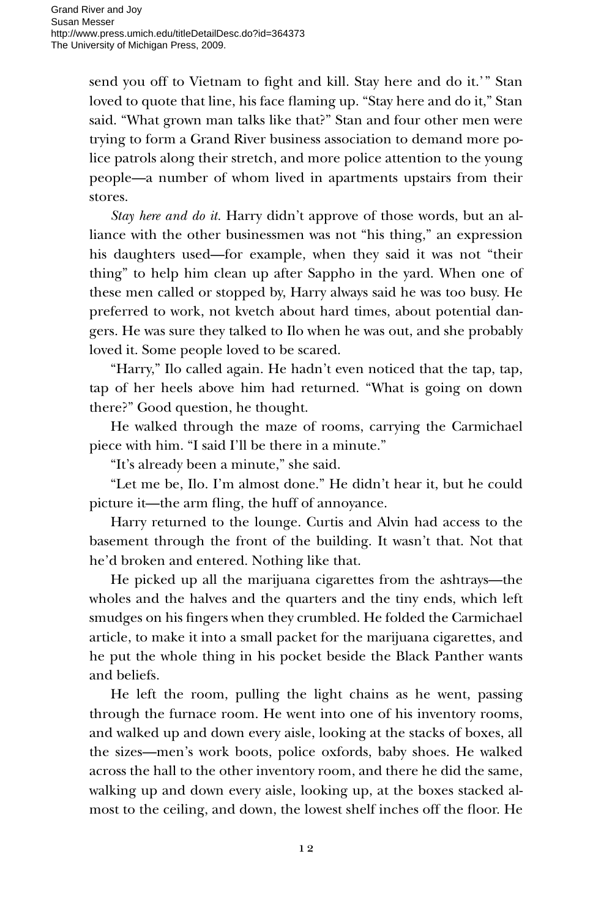send you off to Vietnam to fight and kill. Stay here and do it.'" Stan loved to quote that line, his face flaming up. "Stay here and do it," Stan said. "What grown man talks like that?" Stan and four other men were trying to form a Grand River business association to demand more police patrols along their stretch, and more police attention to the young people—a number of whom lived in apartments upstairs from their stores.

*Stay here and do it.* Harry didn't approve of those words, but an alliance with the other businessmen was not "his thing," an expression his daughters used—for example, when they said it was not "their thing" to help him clean up after Sappho in the yard. When one of these men called or stopped by, Harry always said he was too busy. He preferred to work, not kvetch about hard times, about potential dangers. He was sure they talked to Ilo when he was out, and she probably loved it. Some people loved to be scared.

"Harry," Ilo called again. He hadn't even noticed that the tap, tap, tap of her heels above him had returned. "What is going on down there?" Good question, he thought.

He walked through the maze of rooms, carrying the Carmichael piece with him. "I said I'll be there in a minute."

"It's already been a minute," she said.

"Let me be, Ilo. I'm almost done." He didn't hear it, but he could picture it—the arm fling, the huff of annoyance.

Harry returned to the lounge. Curtis and Alvin had access to the basement through the front of the building. It wasn't that. Not that he'd broken and entered. Nothing like that.

He picked up all the marijuana cigarettes from the ashtrays—the wholes and the halves and the quarters and the tiny ends, which left smudges on his fingers when they crumbled. He folded the Carmichael article, to make it into a small packet for the marijuana cigarettes, and he put the whole thing in his pocket beside the Black Panther wants and beliefs.

He left the room, pulling the light chains as he went, passing through the furnace room. He went into one of his inventory rooms, and walked up and down every aisle, looking at the stacks of boxes, all the sizes—men's work boots, police oxfords, baby shoes. He walked across the hall to the other inventory room, and there he did the same, walking up and down every aisle, looking up, at the boxes stacked almost to the ceiling, and down, the lowest shelf inches off the floor. He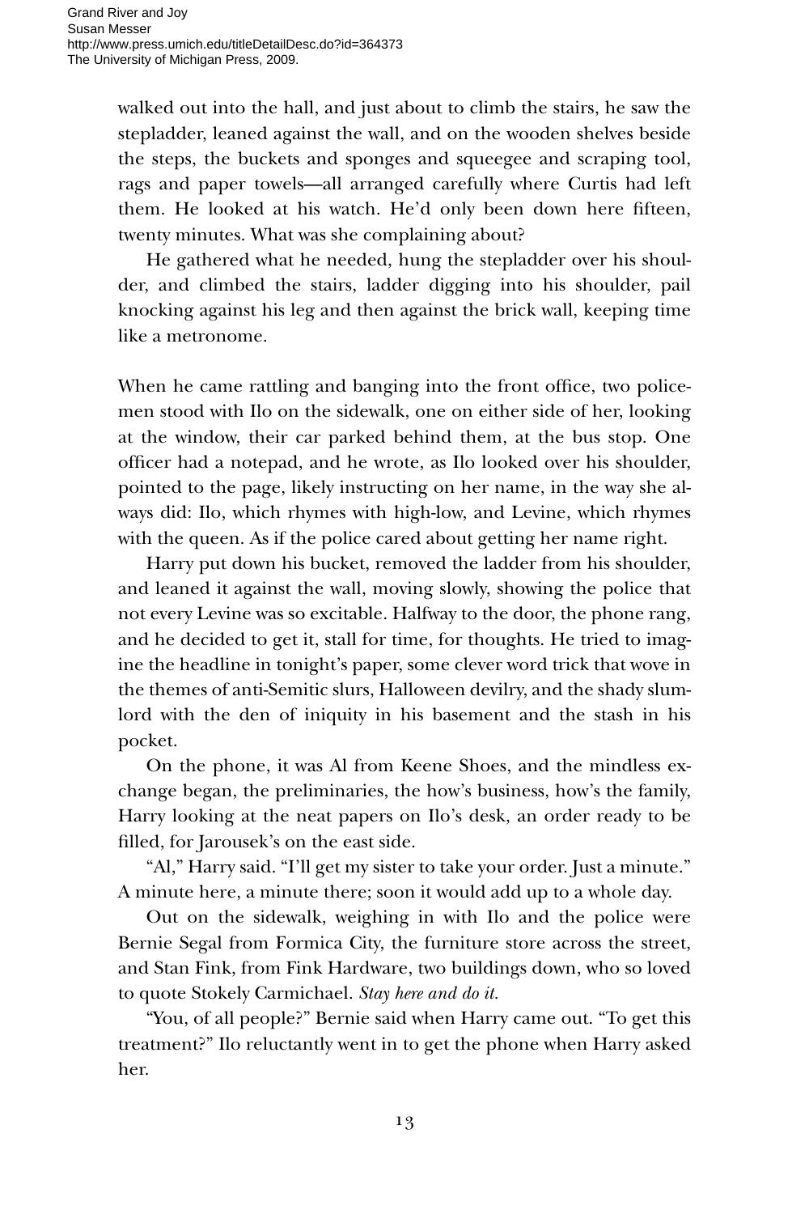walked out into the hall, and just about to climb the stairs, he saw the stepladder, leaned against the wall, and on the wooden shelves beside the steps, the buckets and sponges and squeegee and scraping tool, rags and paper towels—all arranged carefully where Curtis had left them. He looked at his watch. He'd only been down here fifteen, twenty minutes. What was she complaining about?

He gathered what he needed, hung the stepladder over his shoulder, and climbed the stairs, ladder digging into his shoulder, pail knocking against his leg and then against the brick wall, keeping time like a metronome.

When he came rattling and banging into the front office, two policemen stood with Ilo on the sidewalk, one on either side of her, looking at the window, their car parked behind them, at the bus stop. One officer had a notepad, and he wrote, as Ilo looked over his shoulder, pointed to the page, likely instructing on her name, in the way she always did: Ilo, which rhymes with high-low, and Levine, which rhymes with the queen. As if the police cared about getting her name right.

Harry put down his bucket, removed the ladder from his shoulder, and leaned it against the wall, moving slowly, showing the police that not every Levine was so excitable. Halfway to the door, the phone rang, and he decided to get it, stall for time, for thoughts. He tried to imagine the headline in tonight's paper, some clever word trick that wove in the themes of anti-Semitic slurs, Halloween devilry, and the shady slumlord with the den of iniquity in his basement and the stash in his pocket.

On the phone, it was Al from Keene Shoes, and the mindless exchange began, the preliminaries, the how's business, how's the family, Harry looking at the neat papers on Ilo's desk, an order ready to be filled, for Jarousek's on the east side.

"Al," Harry said. "I'll get my sister to take your order. Just a minute." A minute here, a minute there; soon it would add up to a whole day.

Out on the sidewalk, weighing in with Ilo and the police were Bernie Segal from Formica City, the furniture store across the street, and Stan Fink, from Fink Hardware, two buildings down, who so loved to quote Stokely Carmichael. *Stay here and do it.*

"You, of all people?" Bernie said when Harry came out. "To get this treatment?" Ilo reluctantly went in to get the phone when Harry asked her.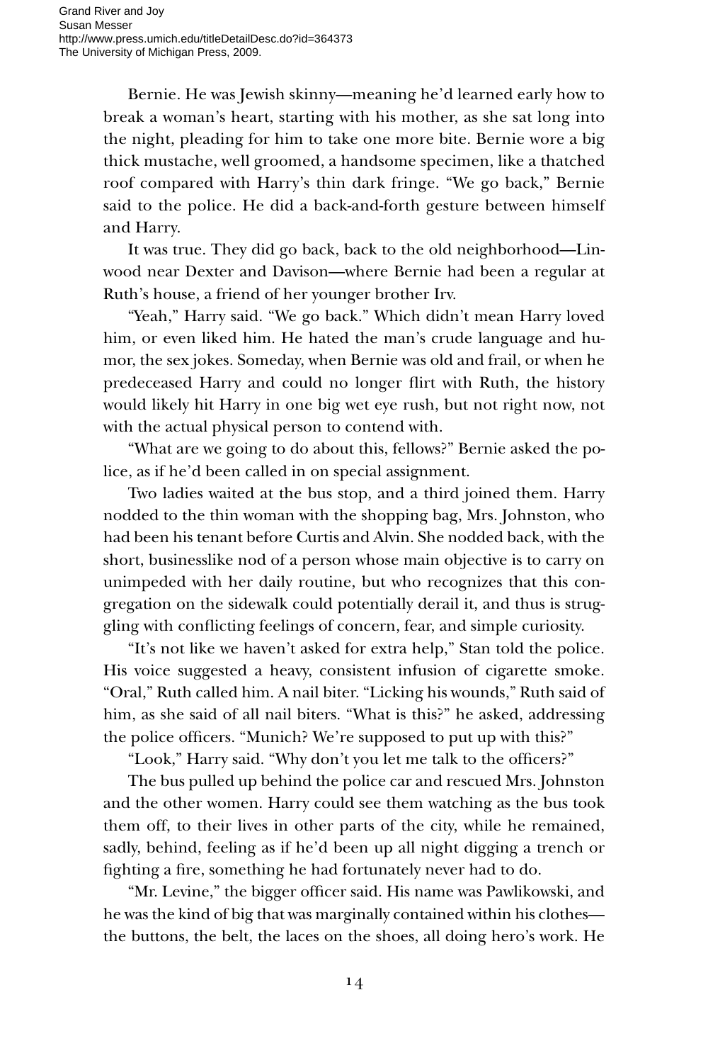Bernie. He was Jewish skinny—meaning he'd learned early how to break a woman's heart, starting with his mother, as she sat long into the night, pleading for him to take one more bite. Bernie wore a big thick mustache, well groomed, a handsome specimen, like a thatched roof compared with Harry's thin dark fringe. "We go back," Bernie said to the police. He did a back-and-forth gesture between himself and Harry.

It was true. They did go back, back to the old neighborhood—Linwood near Dexter and Davison—where Bernie had been a regular at Ruth's house, a friend of her younger brother Irv.

"Yeah," Harry said. "We go back." Which didn't mean Harry loved him, or even liked him. He hated the man's crude language and humor, the sex jokes. Someday, when Bernie was old and frail, or when he predeceased Harry and could no longer flirt with Ruth, the history would likely hit Harry in one big wet eye rush, but not right now, not with the actual physical person to contend with.

"What are we going to do about this, fellows?" Bernie asked the police, as if he'd been called in on special assignment.

Two ladies waited at the bus stop, and a third joined them. Harry nodded to the thin woman with the shopping bag, Mrs. Johnston, who had been his tenant before Curtis and Alvin. She nodded back, with the short, businesslike nod of a person whose main objective is to carry on unimpeded with her daily routine, but who recognizes that this congregation on the sidewalk could potentially derail it, and thus is struggling with conflicting feelings of concern, fear, and simple curiosity.

"It's not like we haven't asked for extra help," Stan told the police. His voice suggested a heavy, consistent infusion of cigarette smoke. "Oral," Ruth called him. A nail biter. "Licking his wounds," Ruth said of him, as she said of all nail biters. "What is this?" he asked, addressing the police officers. "Munich? We're supposed to put up with this?"

"Look," Harry said. "Why don't you let me talk to the officers?"

The bus pulled up behind the police car and rescued Mrs. Johnston and the other women. Harry could see them watching as the bus took them off, to their lives in other parts of the city, while he remained, sadly, behind, feeling as if he'd been up all night digging a trench or fighting a fire, something he had fortunately never had to do.

"Mr. Levine," the bigger officer said. His name was Pawlikowski, and he was the kind of big that was marginally contained within his clothes—the buttons, the belt, the laces on the shoes, all doing hero's work. He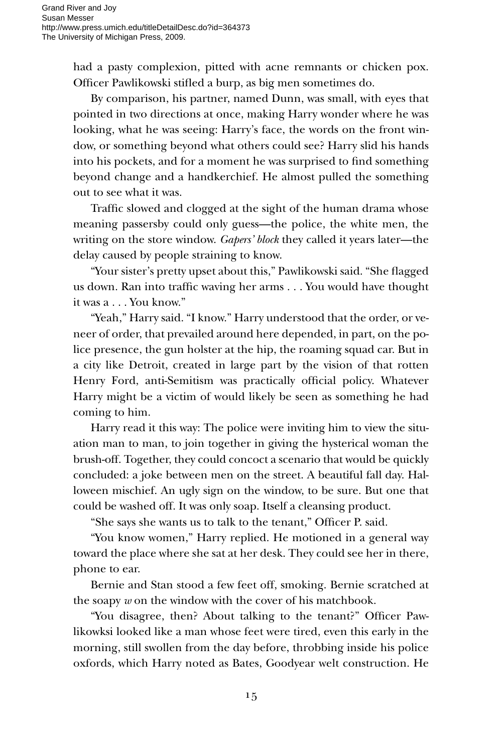had a pasty complexion, pitted with acne remnants or chicken pox. Officer Pawlikowski stifled a burp, as big men sometimes do.

By comparison, his partner, named Dunn, was small, with eyes that pointed in two directions at once, making Harry wonder where he was looking, what he was seeing: Harry's face, the words on the front window, or something beyond what others could see? Harry slid his hands into his pockets, and for a moment he was surprised to find something beyond change and a handkerchief. He almost pulled the something out to see what it was.

Traffic slowed and clogged at the sight of the human drama whose meaning passersby could only guess—the police, the white men, the writing on the store window. *Gapers' block* they called it years later—the delay caused by people straining to know.

"Your sister's pretty upset about this," Pawlikowski said. "She flagged us down. Ran into traffic waving her arms . . . You would have thought it was a . . . You know."

"Yeah," Harry said. "I know." Harry understood that the order, or veneer of order, that prevailed around here depended, in part, on the police presence, the gun holster at the hip, the roaming squad car. But in a city like Detroit, created in large part by the vision of that rotten Henry Ford, anti-Semitism was practically official policy. Whatever Harry might be a victim of would likely be seen as something he had coming to him.

Harry read it this way: The police were inviting him to view the situation man to man, to join together in giving the hysterical woman the brush-off. Together, they could concoct a scenario that would be quickly concluded: a joke between men on the street. A beautiful fall day. Halloween mischief. An ugly sign on the window, to be sure. But one that could be washed off. It was only soap. Itself a cleansing product.

"She says she wants us to talk to the tenant," Officer P. said.

"You know women," Harry replied. He motioned in a general way toward the place where she sat at her desk. They could see her in there, phone to ear.

Bernie and Stan stood a few feet off, smoking. Bernie scratched at the soapy *w* on the window with the cover of his matchbook.

"You disagree, then? About talking to the tenant?" Officer Pawlikowksi looked like a man whose feet were tired, even this early in the morning, still swollen from the day before, throbbing inside his police oxfords, which Harry noted as Bates, Goodyear welt construction. He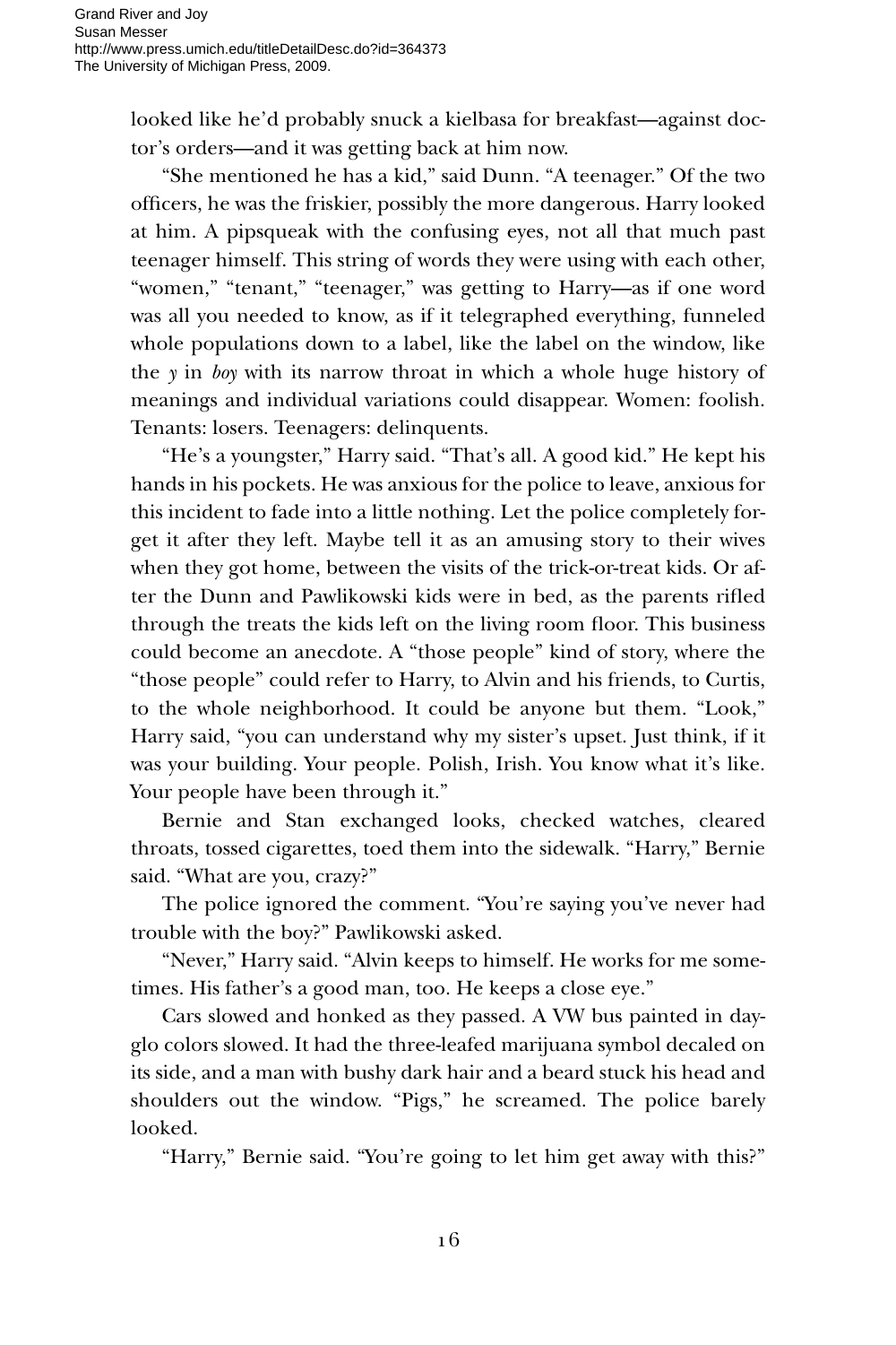looked like he'd probably snuck a kielbasa for breakfast—against doctor's orders—and it was getting back at him now.

"She mentioned he has a kid," said Dunn. "A teenager." Of the two officers, he was the friskier, possibly the more dangerous. Harry looked at him. A pipsqueak with the confusing eyes, not all that much past teenager himself. This string of words they were using with each other, "women," "tenant," "teenager," was getting to Harry—as if one word was all you needed to know, as if it telegraphed everything, funneled whole populations down to a label, like the label on the window, like the *y* in *boy* with its narrow throat in which a whole huge history of meanings and individual variations could disappear. Women: foolish. Tenants: losers. Teenagers: delinquents.

"He's a youngster," Harry said. "That's all. A good kid." He kept his hands in his pockets. He was anxious for the police to leave, anxious for this incident to fade into a little nothing. Let the police completely forget it after they left. Maybe tell it as an amusing story to their wives when they got home, between the visits of the trick-or-treat kids. Or after the Dunn and Pawlikowski kids were in bed, as the parents rifled through the treats the kids left on the living room floor. This business could become an anecdote. A "those people" kind of story, where the "those people" could refer to Harry, to Alvin and his friends, to Curtis, to the whole neighborhood. It could be anyone but them. "Look," Harry said, "you can understand why my sister's upset. Just think, if it was your building. Your people. Polish, Irish. You know what it's like. Your people have been through it."

Bernie and Stan exchanged looks, checked watches, cleared throats, tossed cigarettes, toed them into the sidewalk. "Harry," Bernie said. "What are you, crazy?"

The police ignored the comment. "You're saying you've never had trouble with the boy?" Pawlikowski asked.

"Never," Harry said. "Alvin keeps to himself. He works for me sometimes. His father's a good man, too. He keeps a close eye."

Cars slowed and honked as they passed. A VW bus painted in dayglo colors slowed. It had the three-leafed marijuana symbol decaled on its side, and a man with bushy dark hair and a beard stuck his head and shoulders out the window. "Pigs," he screamed. The police barely looked.

"Harry," Bernie said. "You're going to let him get away with this?"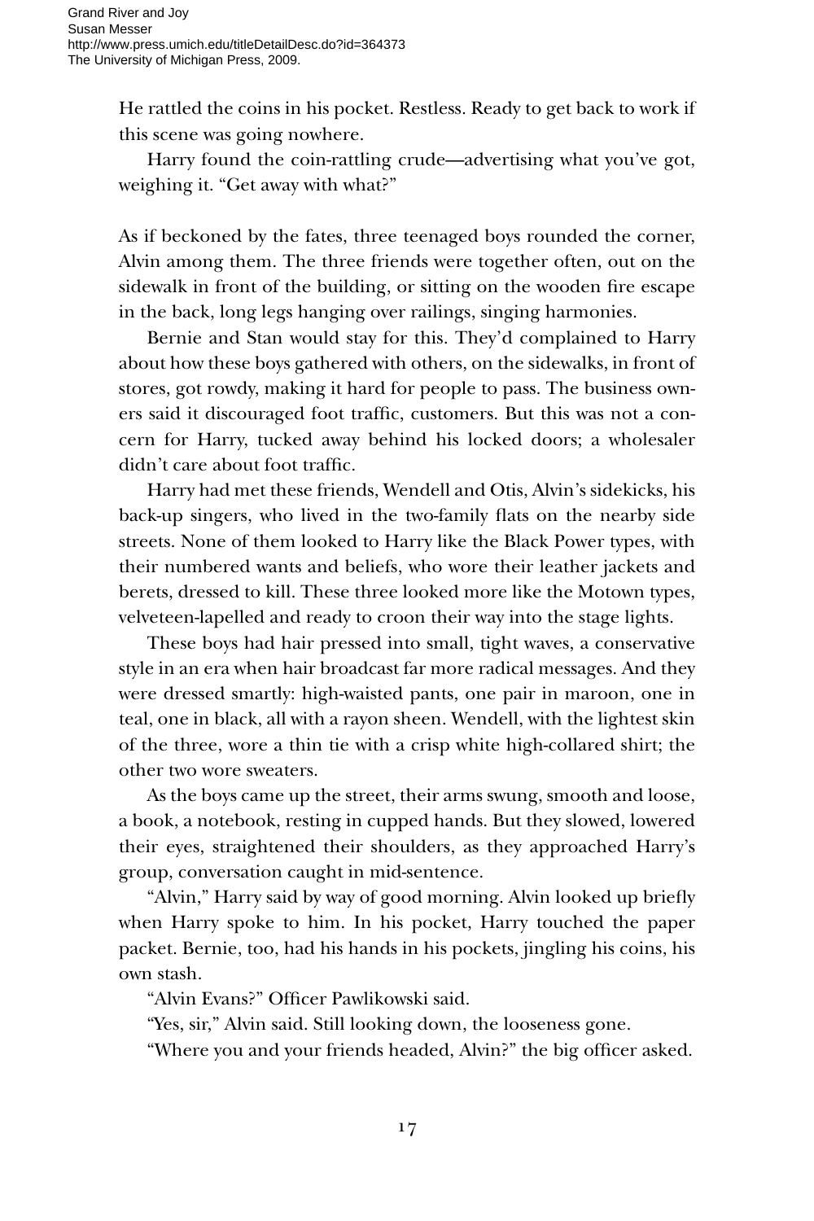He rattled the coins in his pocket. Restless. Ready to get back to work if this scene was going nowhere.

Harry found the coin-rattling crude—advertising what you've got, weighing it. "Get away with what?"

As if beckoned by the fates, three teenaged boys rounded the corner, Alvin among them. The three friends were together often, out on the sidewalk in front of the building, or sitting on the wooden fire escape in the back, long legs hanging over railings, singing harmonies.

Bernie and Stan would stay for this. They'd complained to Harry about how these boys gathered with others, on the sidewalks, in front of stores, got rowdy, making it hard for people to pass. The business owners said it discouraged foot traffic, customers. But this was not a concern for Harry, tucked away behind his locked doors; a wholesaler didn't care about foot traffic.

Harry had met these friends, Wendell and Otis, Alvin's sidekicks, his back-up singers, who lived in the two-family flats on the nearby side streets. None of them looked to Harry like the Black Power types, with their numbered wants and beliefs, who wore their leather jackets and berets, dressed to kill. These three looked more like the Motown types, velveteen-lapelled and ready to croon their way into the stage lights.

These boys had hair pressed into small, tight waves, a conservative style in an era when hair broadcast far more radical messages. And they were dressed smartly: high-waisted pants, one pair in maroon, one in teal, one in black, all with a rayon sheen. Wendell, with the lightest skin of the three, wore a thin tie with a crisp white high-collared shirt; the other two wore sweaters.

As the boys came up the street, their arms swung, smooth and loose, a book, a notebook, resting in cupped hands. But they slowed, lowered their eyes, straightened their shoulders, as they approached Harry's group, conversation caught in mid-sentence.

"Alvin," Harry said by way of good morning. Alvin looked up briefly when Harry spoke to him. In his pocket, Harry touched the paper packet. Bernie, too, had his hands in his pockets, jingling his coins, his own stash.

"Alvin Evans?" Officer Pawlikowski said.

"Yes, sir," Alvin said. Still looking down, the looseness gone.

"Where you and your friends headed, Alvin?" the big officer asked.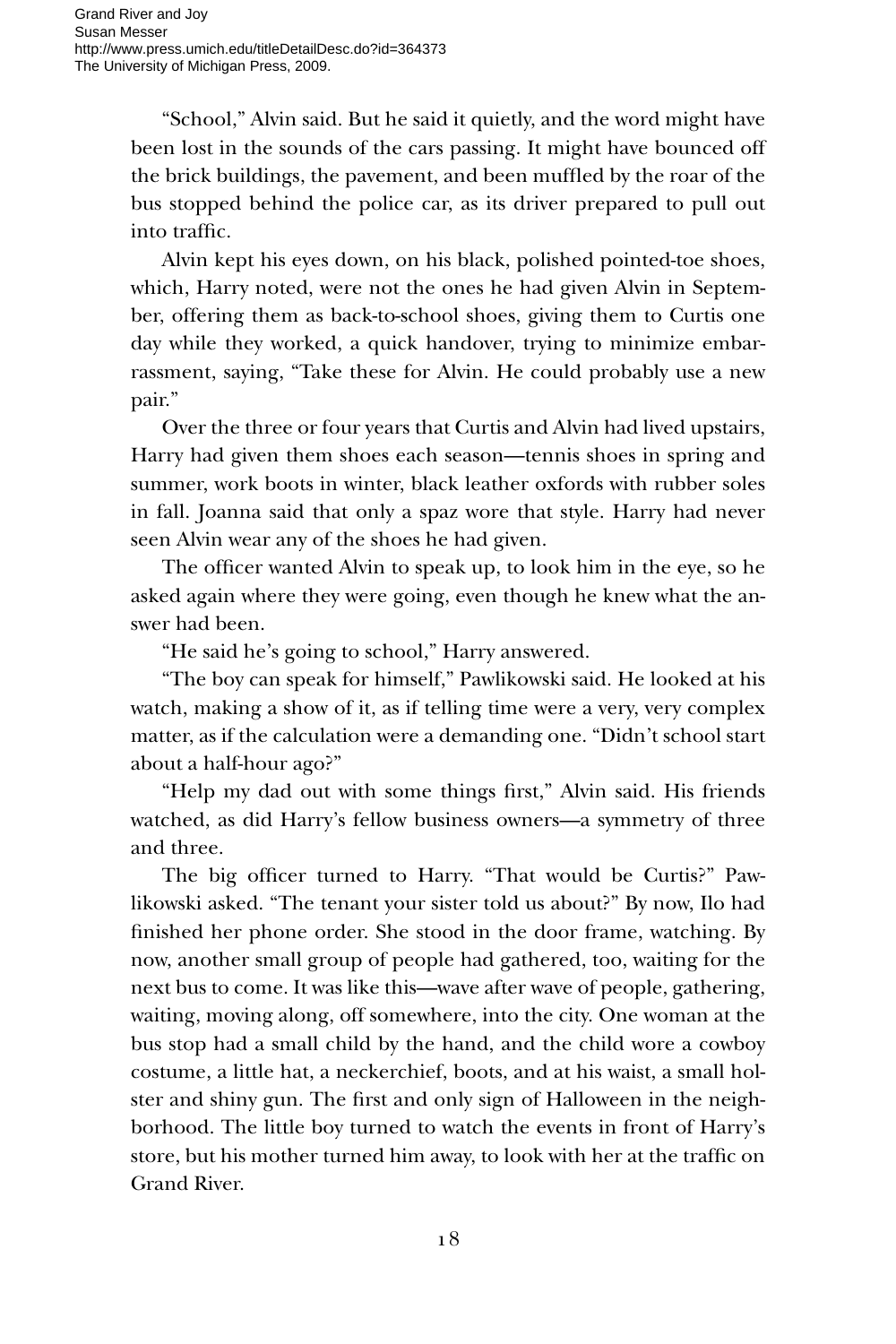"School," Alvin said. But he said it quietly, and the word might have been lost in the sounds of the cars passing. It might have bounced off the brick buildings, the pavement, and been muffled by the roar of the bus stopped behind the police car, as its driver prepared to pull out into traffic.

Alvin kept his eyes down, on his black, polished pointed-toe shoes, which, Harry noted, were not the ones he had given Alvin in September, offering them as back-to-school shoes, giving them to Curtis one day while they worked, a quick handover, trying to minimize embarrassment, saying, "Take these for Alvin. He could probably use a new pair."

Over the three or four years that Curtis and Alvin had lived upstairs, Harry had given them shoes each season—tennis shoes in spring and summer, work boots in winter, black leather oxfords with rubber soles in fall. Joanna said that only a spaz wore that style. Harry had never seen Alvin wear any of the shoes he had given.

The officer wanted Alvin to speak up, to look him in the eye, so he asked again where they were going, even though he knew what the answer had been.

"He said he's going to school," Harry answered.

"The boy can speak for himself," Pawlikowski said. He looked at his watch, making a show of it, as if telling time were a very, very complex matter, as if the calculation were a demanding one. "Didn't school start about a half-hour ago?"

"Help my dad out with some things first," Alvin said. His friends watched, as did Harry's fellow business owners—a symmetry of three and three.

The big officer turned to Harry. "That would be Curtis?" Pawlikowski asked. "The tenant your sister told us about?" By now, Ilo had finished her phone order. She stood in the door frame, watching. By now, another small group of people had gathered, too, waiting for the next bus to come. It was like this—wave after wave of people, gathering, waiting, moving along, off somewhere, into the city. One woman at the bus stop had a small child by the hand, and the child wore a cowboy costume, a little hat, a neckerchief, boots, and at his waist, a small holster and shiny gun. The first and only sign of Halloween in the neighborhood. The little boy turned to watch the events in front of Harry's store, but his mother turned him away, to look with her at the traffic on Grand River.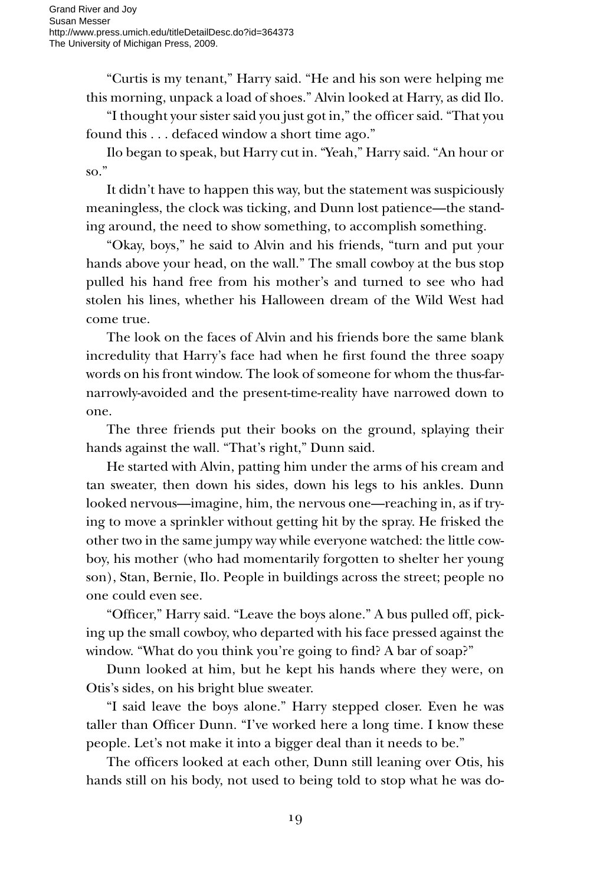"Curtis is my tenant," Harry said. "He and his son were helping me this morning, unpack a load of shoes." Alvin looked at Harry, as did Ilo.

"I thought your sister said you just got in," the officer said. "That you found this . . . defaced window a short time ago."

Ilo began to speak, but Harry cut in. "Yeah," Harry said. "An hour or so."

It didn't have to happen this way, but the statement was suspiciously meaningless, the clock was ticking, and Dunn lost patience—the standing around, the need to show something, to accomplish something.

"Okay, boys," he said to Alvin and his friends, "turn and put your hands above your head, on the wall." The small cowboy at the bus stop pulled his hand free from his mother's and turned to see who had stolen his lines, whether his Halloween dream of the Wild West had come true.

The look on the faces of Alvin and his friends bore the same blank incredulity that Harry's face had when he first found the three soapy words on his front window. The look of someone for whom the thus-far-narrowly-avoided and the present-time-reality have narrowed down to one.

The three friends put their books on the ground, splaying their hands against the wall. "That's right," Dunn said.

He started with Alvin, patting him under the arms of his cream and tan sweater, then down his sides, down his legs to his ankles. Dunn looked nervous—imagine, him, the nervous one—reaching in, as if trying to move a sprinkler without getting hit by the spray. He frisked the other two in the same jumpy way while everyone watched: the little cowboy, his mother (who had momentarily forgotten to shelter her young son), Stan, Bernie, Ilo. People in buildings across the street; people no one could even see.

"Officer," Harry said. "Leave the boys alone." A bus pulled off, picking up the small cowboy, who departed with his face pressed against the window. "What do you think you're going to find? A bar of soap?"

Dunn looked at him, but he kept his hands where they were, on Otis's sides, on his bright blue sweater.

"I said leave the boys alone." Harry stepped closer. Even he was taller than Officer Dunn. "I've worked here a long time. I know these people. Let's not make it into a bigger deal than it needs to be."

The officers looked at each other, Dunn still leaning over Otis, his hands still on his body, not used to being told to stop what he was do-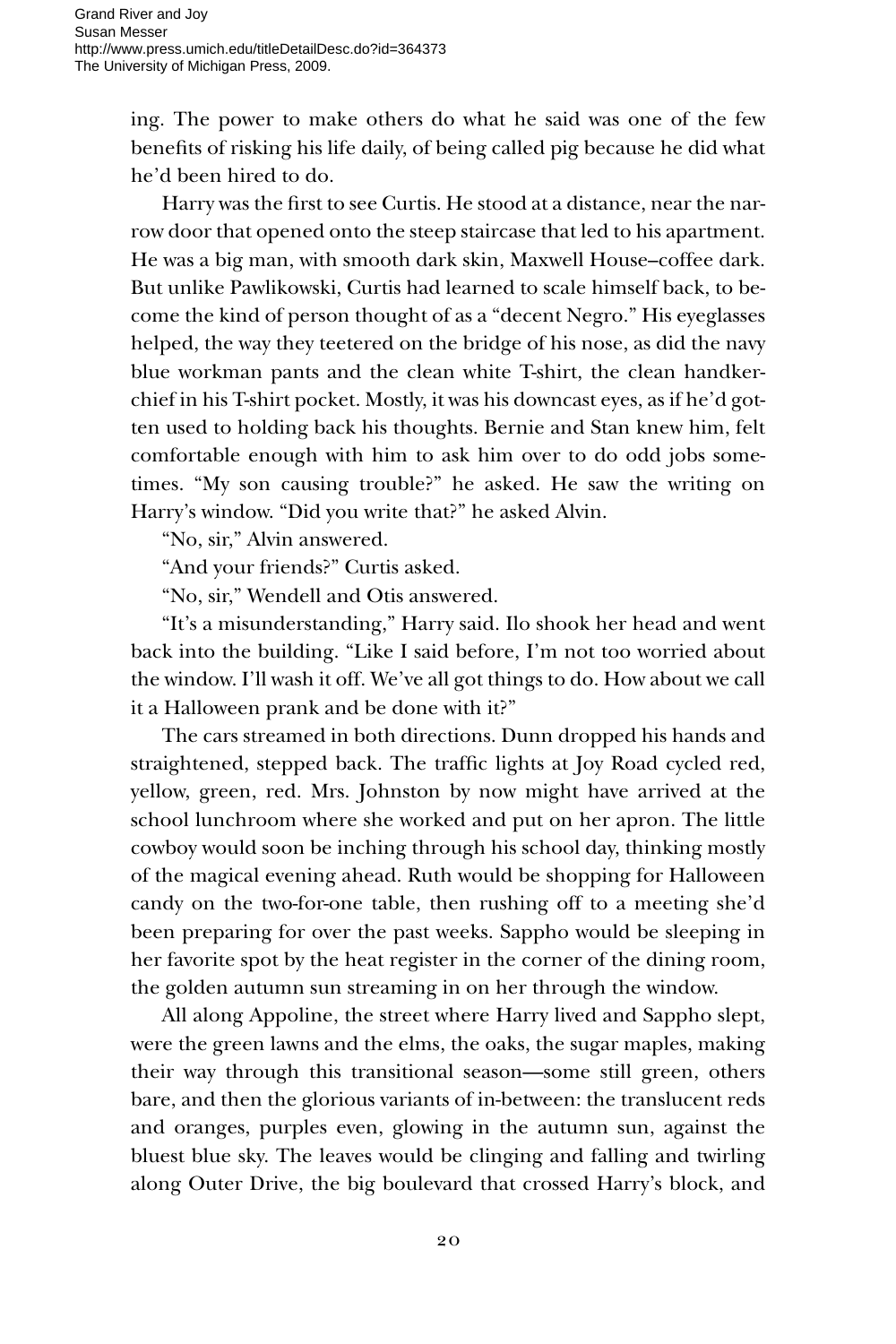ing. The power to make others do what he said was one of the few benefits of risking his life daily, of being called pig because he did what he'd been hired to do.

Harry was the first to see Curtis. He stood at a distance, near the narrow door that opened onto the steep staircase that led to his apartment. He was a big man, with smooth dark skin, Maxwell House–coffee dark. But unlike Pawlikowski, Curtis had learned to scale himself back, to become the kind of person thought of as a "decent Negro." His eyeglasses helped, the way they teetered on the bridge of his nose, as did the navy blue workman pants and the clean white T-shirt, the clean handkerchief in his T-shirt pocket. Mostly, it was his downcast eyes, as if he'd gotten used to holding back his thoughts. Bernie and Stan knew him, felt comfortable enough with him to ask him over to do odd jobs sometimes. "My son causing trouble?" he asked. He saw the writing on Harry's window. "Did you write that?" he asked Alvin.

"No, sir," Alvin answered.

"And your friends?" Curtis asked.

"No, sir," Wendell and Otis answered.

"It's a misunderstanding," Harry said. Ilo shook her head and went back into the building. "Like I said before, I'm not too worried about the window. I'll wash it off. We've all got things to do. How about we call it a Halloween prank and be done with it?"

The cars streamed in both directions. Dunn dropped his hands and straightened, stepped back. The traffic lights at Joy Road cycled red, yellow, green, red. Mrs. Johnston by now might have arrived at the school lunchroom where she worked and put on her apron. The little cowboy would soon be inching through his school day, thinking mostly of the magical evening ahead. Ruth would be shopping for Halloween candy on the two-for-one table, then rushing off to a meeting she'd been preparing for over the past weeks. Sappho would be sleeping in her favorite spot by the heat register in the corner of the dining room, the golden autumn sun streaming in on her through the window.

All along Appoline, the street where Harry lived and Sappho slept, were the green lawns and the elms, the oaks, the sugar maples, making their way through this transitional season—some still green, others bare, and then the glorious variants of in-between: the translucent reds and oranges, purples even, glowing in the autumn sun, against the bluest blue sky. The leaves would be clinging and falling and twirling along Outer Drive, the big boulevard that crossed Harry's block, and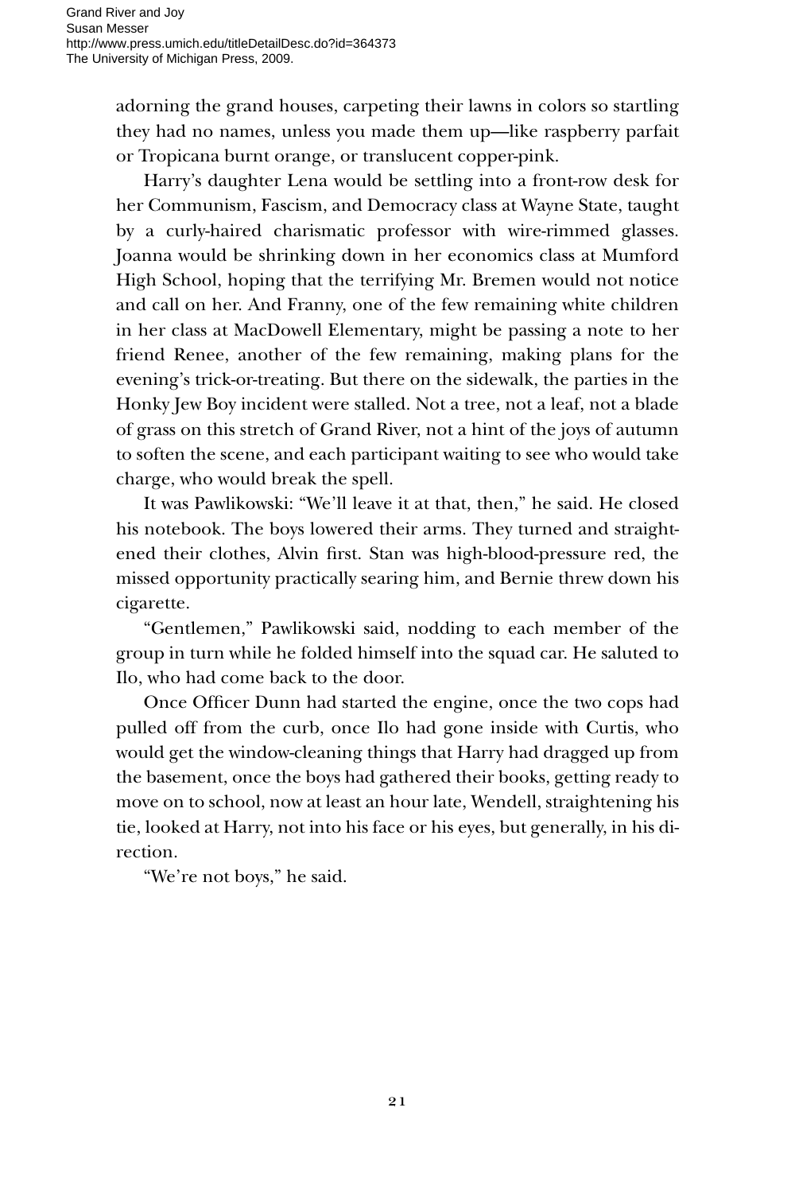adorning the grand houses, carpeting their lawns in colors so startling they had no names, unless you made them up—like raspberry parfait or Tropicana burnt orange, or translucent copper-pink.

Harry's daughter Lena would be settling into a front-row desk for her Communism, Fascism, and Democracy class at Wayne State, taught by a curly-haired charismatic professor with wire-rimmed glasses. Joanna would be shrinking down in her economics class at Mumford High School, hoping that the terrifying Mr. Bremen would not notice and call on her. And Franny, one of the few remaining white children in her class at MacDowell Elementary, might be passing a note to her friend Renee, another of the few remaining, making plans for the evening's trick-or-treating. But there on the sidewalk, the parties in the Honky Jew Boy incident were stalled. Not a tree, not a leaf, not a blade of grass on this stretch of Grand River, not a hint of the joys of autumn to soften the scene, and each participant waiting to see who would take charge, who would break the spell.

It was Pawlikowski: "We'll leave it at that, then," he said. He closed his notebook. The boys lowered their arms. They turned and straightened their clothes, Alvin first. Stan was high-blood-pressure red, the missed opportunity practically searing him, and Bernie threw down his cigarette.

"Gentlemen," Pawlikowski said, nodding to each member of the group in turn while he folded himself into the squad car. He saluted to Ilo, who had come back to the door.

Once Officer Dunn had started the engine, once the two cops had pulled off from the curb, once Ilo had gone inside with Curtis, who would get the window-cleaning things that Harry had dragged up from the basement, once the boys had gathered their books, getting ready to move on to school, now at least an hour late, Wendell, straightening his tie, looked at Harry, not into his face or his eyes, but generally, in his direction.

"We're not boys," he said.